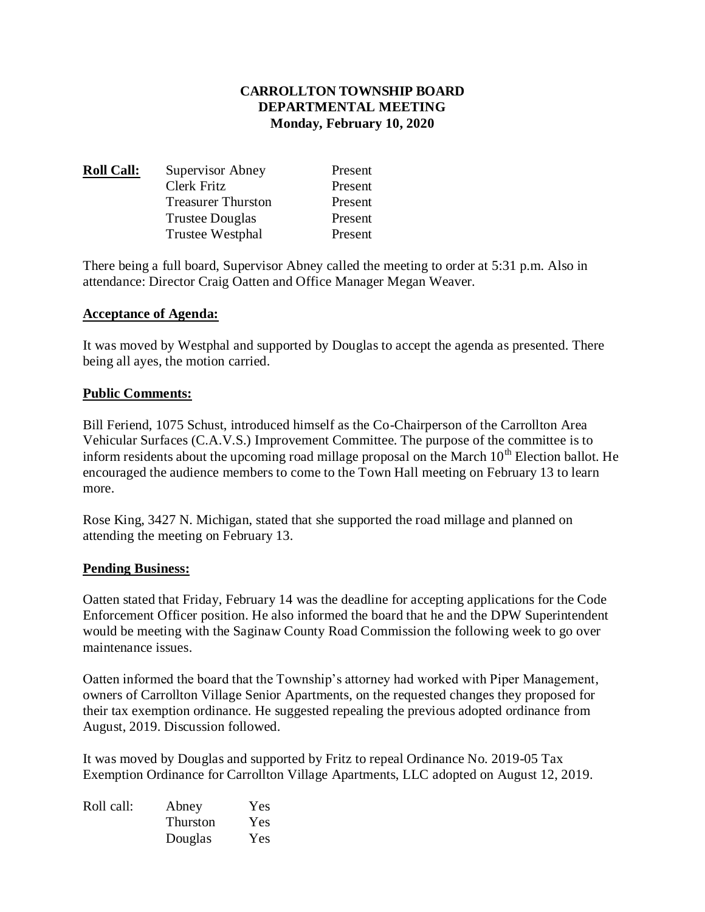**CARROLLTON TOWNSHIP BOARD**
**DEPARTMENTAL MEETING**
**Monday, February 10, 2020**

| **Roll Call:** | | |
|---|---|---|
| | Supervisor Abney | Present |
| | Clerk Fritz | Present |
| | Treasurer Thurston | Present |
| | Trustee Douglas | Present |
| | Trustee Westphal | Present |

There being a full board, Supervisor Abney called the meeting to order at 5:31 p.m. Also in attendance: Director Craig Oatten and Office Manager Megan Weaver.

## Acceptance of Agenda:

It was moved by Westphal and supported by Douglas to accept the agenda as presented. There being all ayes, the motion carried.

## Public Comments:

Bill Feriend, 1075 Schust, introduced himself as the Co-Chairperson of the Carrollton Area Vehicular Surfaces (C.A.V.S.) Improvement Committee. The purpose of the committee is to inform residents about the upcoming road millage proposal on the March 10th Election ballot. He encouraged the audience members to come to the Town Hall meeting on February 13 to learn more.

Rose King, 3427 N. Michigan, stated that she supported the road millage and planned on attending the meeting on February 13.

## Pending Business:

Oatten stated that Friday, February 14 was the deadline for accepting applications for the Code Enforcement Officer position. He also informed the board that he and the DPW Superintendent would be meeting with the Saginaw County Road Commission the following week to go over maintenance issues.

Oatten informed the board that the Township's attorney had worked with Piper Management, owners of Carrollton Village Senior Apartments, on the requested changes they proposed for their tax exemption ordinance. He suggested repealing the previous adopted ordinance from August, 2019. Discussion followed.

It was moved by Douglas and supported by Fritz to repeal Ordinance No. 2019-05 Tax Exemption Ordinance for Carrollton Village Apartments, LLC adopted on August 12, 2019.

| Roll call: | | |
|---|---|---|
| | Abney | Yes |
| | Thurston | Yes |
| | Douglas | Yes |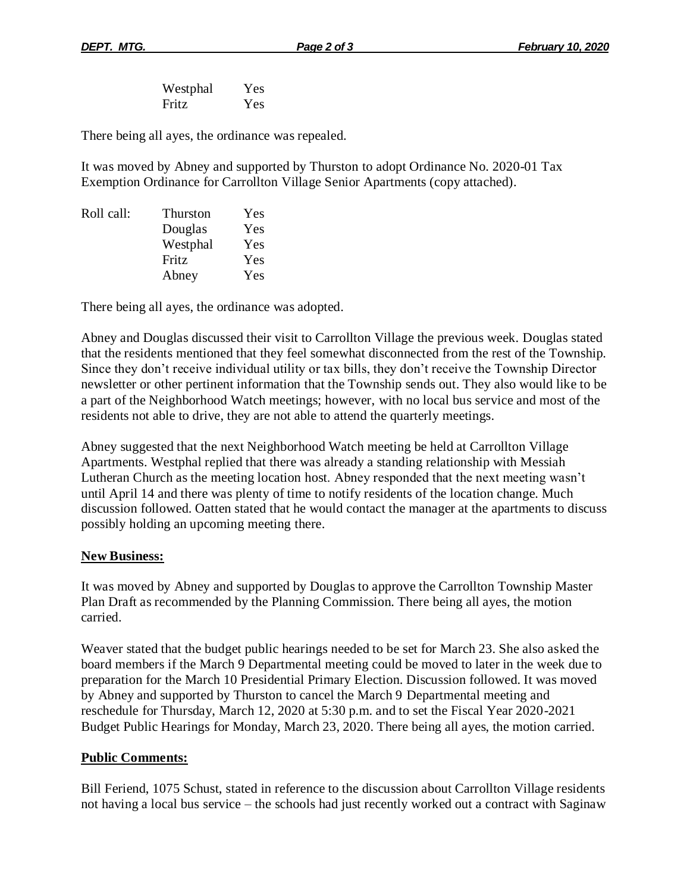| | |
|---|---|
| Westphal | Yes |
| Fritz | Yes |

There being all ayes, the ordinance was repealed.

It was moved by Abney and supported by Thurston to adopt Ordinance No. 2020-01 Tax Exemption Ordinance for Carrollton Village Senior Apartments (copy attached).

| Roll call: | | |
|---|---|---|
| | Thurston | Yes |
| | Douglas | Yes |
| | Westphal | Yes |
| | Fritz | Yes |
| | Abney | Yes |

There being all ayes, the ordinance was adopted.

Abney and Douglas discussed their visit to Carrollton Village the previous week. Douglas stated that the residents mentioned that they feel somewhat disconnected from the rest of the Township. Since they don't receive individual utility or tax bills, they don't receive the Township Director newsletter or other pertinent information that the Township sends out. They also would like to be a part of the Neighborhood Watch meetings; however, with no local bus service and most of the residents not able to drive, they are not able to attend the quarterly meetings.

Abney suggested that the next Neighborhood Watch meeting be held at Carrollton Village Apartments. Westphal replied that there was already a standing relationship with Messiah Lutheran Church as the meeting location host. Abney responded that the next meeting wasn't until April 14 and there was plenty of time to notify residents of the location change. Much discussion followed. Oatten stated that he would contact the manager at the apartments to discuss possibly holding an upcoming meeting there.

**New Business:**

It was moved by Abney and supported by Douglas to approve the Carrollton Township Master Plan Draft as recommended by the Planning Commission. There being all ayes, the motion carried.

Weaver stated that the budget public hearings needed to be set for March 23. She also asked the board members if the March 9 Departmental meeting could be moved to later in the week due to preparation for the March 10 Presidential Primary Election. Discussion followed. It was moved by Abney and supported by Thurston to cancel the March 9 Departmental meeting and reschedule for Thursday, March 12, 2020 at 5:30 p.m. and to set the Fiscal Year 2020-2021 Budget Public Hearings for Monday, March 23, 2020. There being all ayes, the motion carried.

**Public Comments:**

Bill Feriend, 1075 Schust, stated in reference to the discussion about Carrollton Village residents not having a local bus service – the schools had just recently worked out a contract with Saginaw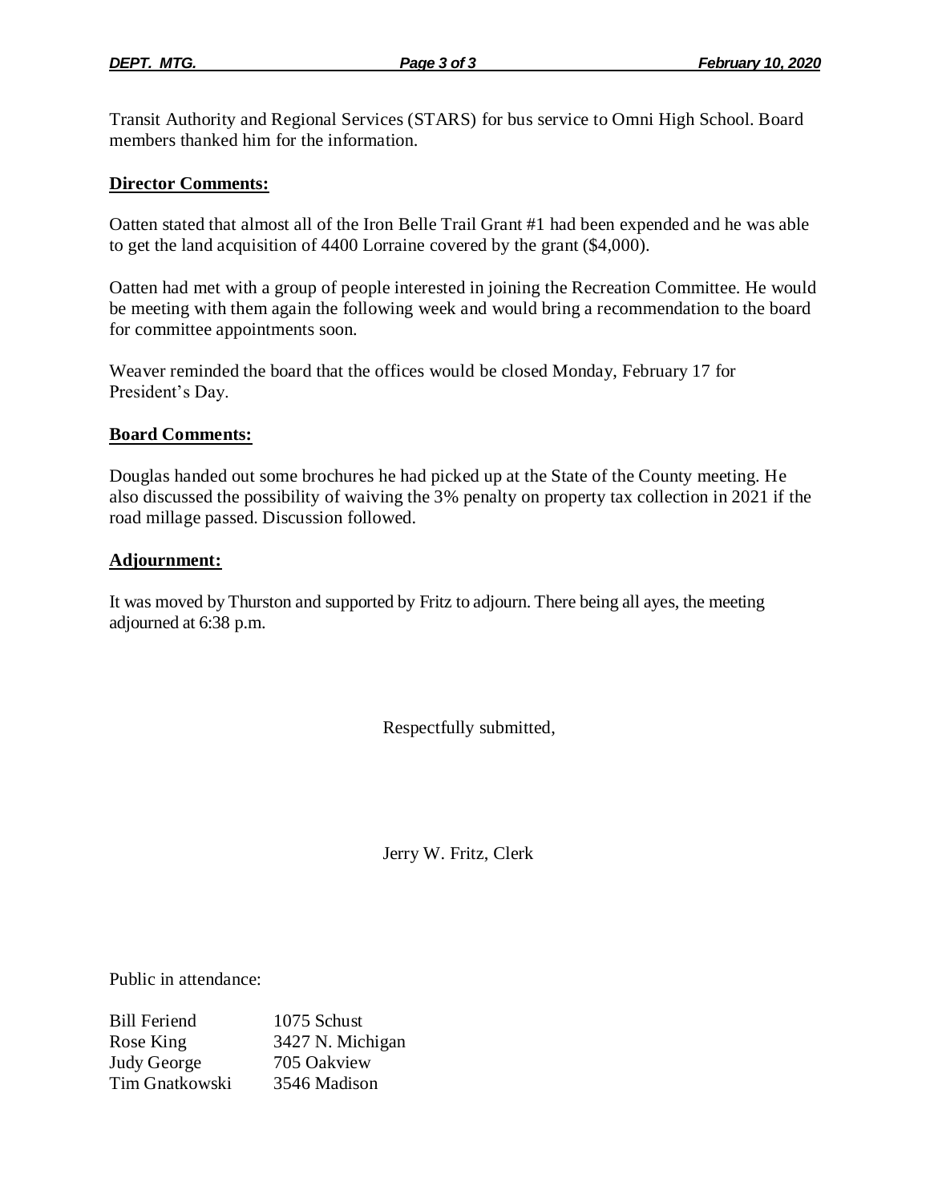Transit Authority and Regional Services (STARS) for bus service to Omni High School. Board members thanked him for the information.

**Director Comments:**

Oatten stated that almost all of the Iron Belle Trail Grant #1 had been expended and he was able to get the land acquisition of 4400 Lorraine covered by the grant ($4,000).

Oatten had met with a group of people interested in joining the Recreation Committee. He would be meeting with them again the following week and would bring a recommendation to the board for committee appointments soon.

Weaver reminded the board that the offices would be closed Monday, February 17 for President's Day.

**Board Comments:**

Douglas handed out some brochures he had picked up at the State of the County meeting. He also discussed the possibility of waiving the 3% penalty on property tax collection in 2021 if the road millage passed. Discussion followed.

**Adjournment:**

It was moved by Thurston and supported by Fritz to adjourn. There being all ayes, the meeting adjourned at 6:38 p.m.

Respectfully submitted,

Jerry W. Fritz, Clerk

Public in attendance:

| | |
|---|---|
| Bill Feriend | 1075 Schust |
| Rose King | 3427 N. Michigan |
| Judy George | 705 Oakview |
| Tim Gnatkowski | 3546 Madison |